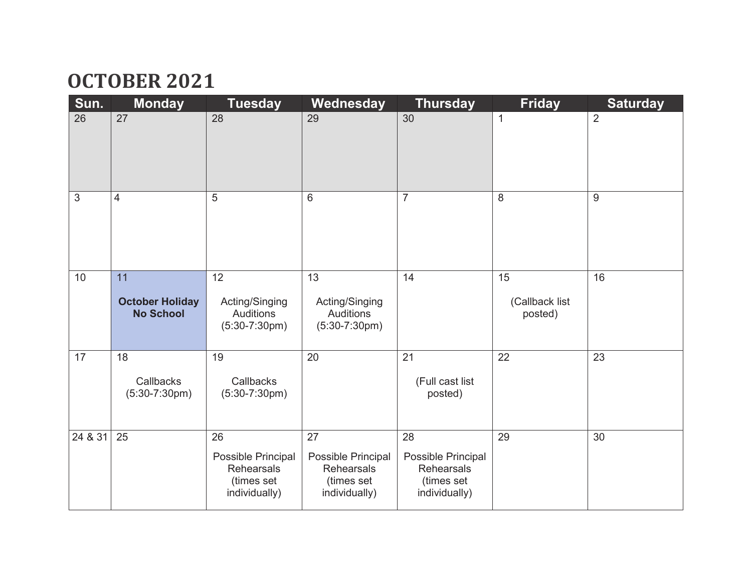# OCTOBER 2021

| Sun. | Monday | Tuesday | Wednesday | Thursday | Friday | Saturday |
|---|---|---|---|---|---|---|
| 26 | 27 | 28 | 29 | 30 | 1 | 2 |
| 3 | 4 | 5 | 6 | 7 | 8 | 9 |
| 10 | 11 **October Holiday No School** | 12 Acting/Singing Auditions (5:30-7:30pm) | 13 Acting/Singing Auditions (5:30-7:30pm) | 14 | 15 (Callback list posted) | 16 |
| 17 | 18 Callbacks (5:30-7:30pm) | 19 Callbacks (5:30-7:30pm) | 20 | 21 (Full cast list posted) | 22 | 23 |
| 24 & 31 | 25 | 26 Possible Principal Rehearsals (times set individually) | 27 Possible Principal Rehearsals (times set individually) | 28 Possible Principal Rehearsals (times set individually) | 29 | 30 |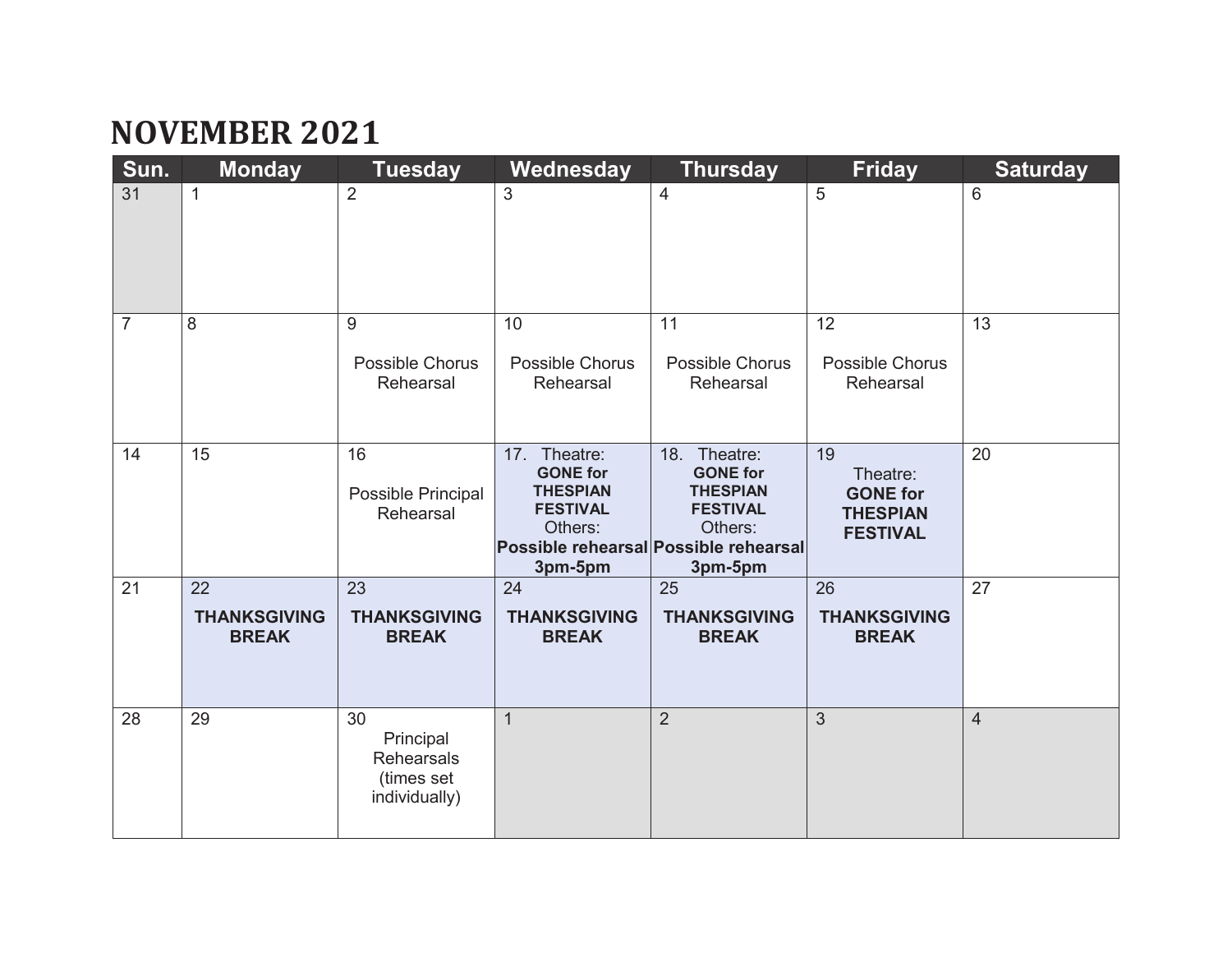# NOVEMBER 2021

| Sun. | Monday | Tuesday | Wednesday | Thursday | Friday | Saturday |
|---|---|---|---|---|---|---|
| 31 | 1 | 2 | 3 | 4 | 5 | 6 |
| 7 | 8 | 9<br>Possible Chorus Rehearsal | 10<br>Possible Chorus Rehearsal | 11<br>Possible Chorus Rehearsal | 12<br>Possible Chorus Rehearsal | 13 |
| 14 | 15 | 16<br>Possible Principal Rehearsal | 17. Theatre: **GONE for THESPIAN FESTIVAL**<br>Others: **Possible rehearsal 3pm-5pm** | 18. Theatre: **GONE for THESPIAN FESTIVAL**<br>Others: **Possible rehearsal 3pm-5pm** | 19<br>Theatre: **GONE for THESPIAN FESTIVAL** | 20 |
| 21 | 22<br>**THANKSGIVING BREAK** | 23<br>**THANKSGIVING BREAK** | 24<br>**THANKSGIVING BREAK** | 25<br>**THANKSGIVING BREAK** | 26<br>**THANKSGIVING BREAK** | 27 |
| 28 | 29 | 30<br>Principal Rehearsals (times set individually) | 1 | 2 | 3 | 4 |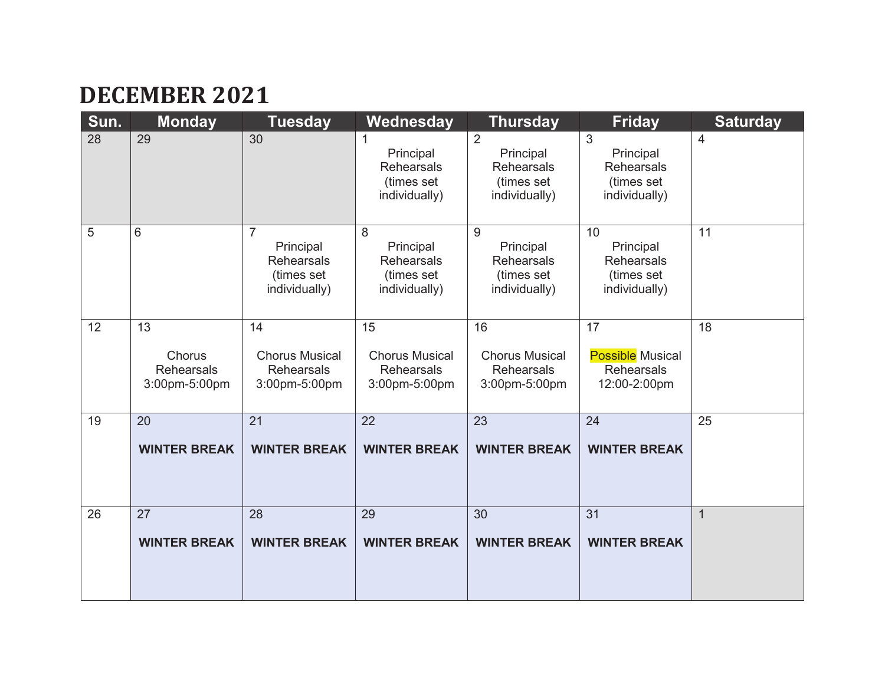# DECEMBER 2021

| Sun. | Monday | Tuesday | Wednesday | Thursday | Friday | Saturday |
|---|---|---|---|---|---|---|
| 28 | 29 | 30 | 1<br>Principal Rehearsals (times set individually) | 2<br>Principal Rehearsals (times set individually) | 3<br>Principal Rehearsals (times set individually) | 4 |
| 5 | 6 | 7<br>Principal Rehearsals (times set individually) | 8<br>Principal Rehearsals (times set individually) | 9<br>Principal Rehearsals (times set individually) | 10<br>Principal Rehearsals (times set individually) | 11 |
| 12 | 13<br>Chorus Rehearsals 3:00pm-5:00pm | 14<br>Chorus Musical Rehearsals 3:00pm-5:00pm | 15<br>Chorus Musical Rehearsals 3:00pm-5:00pm | 16<br>Chorus Musical Rehearsals 3:00pm-5:00pm | 17<br>Possible Musical Rehearsals 12:00-2:00pm | 18 |
| 19 | 20<br>**WINTER BREAK** | 21<br>**WINTER BREAK** | 22<br>**WINTER BREAK** | 23<br>**WINTER BREAK** | 24<br>**WINTER BREAK** | 25 |
| 26 | 27<br>**WINTER BREAK** | 28<br>**WINTER BREAK** | 29<br>**WINTER BREAK** | 30<br>**WINTER BREAK** | 31<br>**WINTER BREAK** | 1 |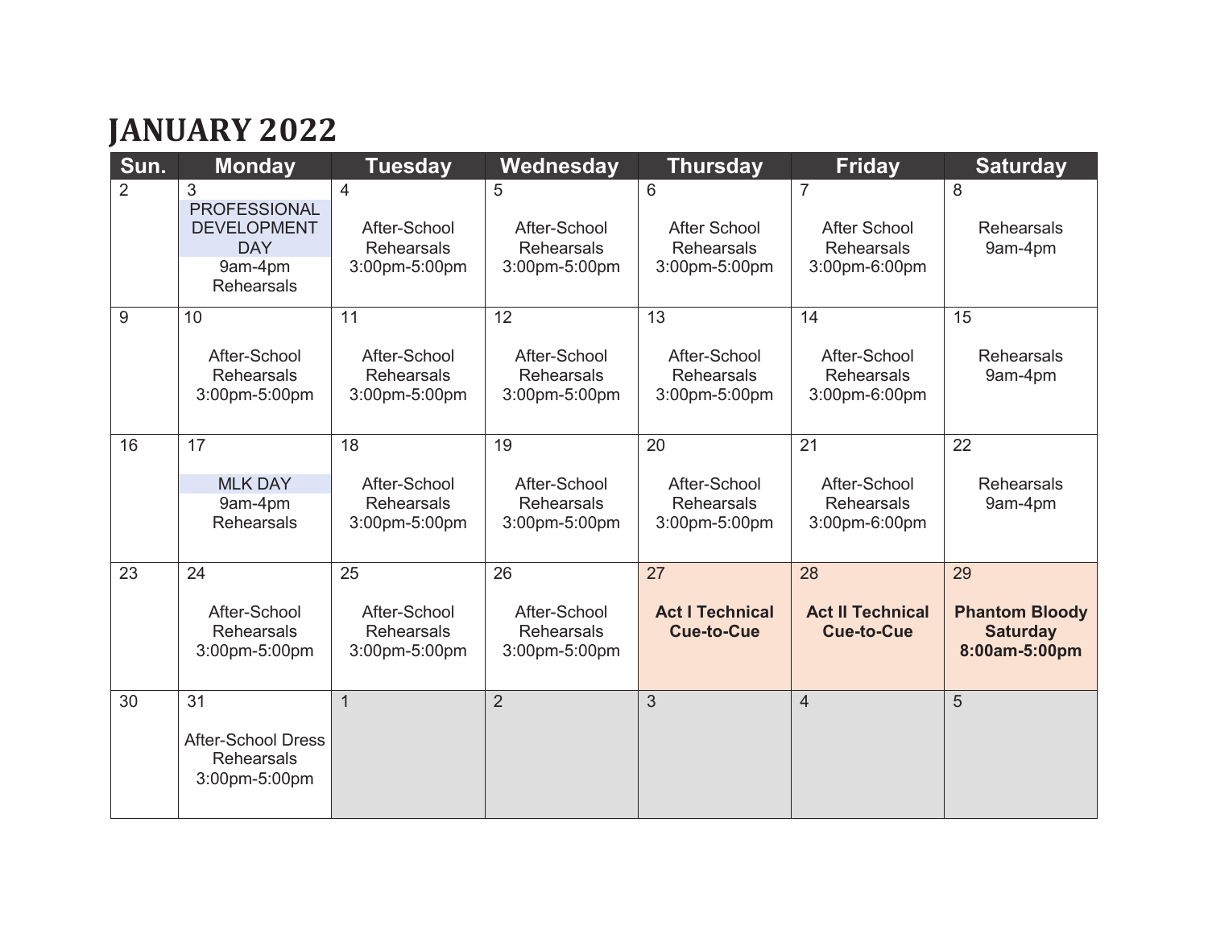# JANUARY 2022

| Sun. | Monday | Tuesday | Wednesday | Thursday | Friday | Saturday |
|---|---|---|---|---|---|---|
| 2 | 3 PROFESSIONAL DEVELOPMENT DAY 9am-4pm Rehearsals | 4 After-School Rehearsals 3:00pm-5:00pm | 5 After-School Rehearsals 3:00pm-5:00pm | 6 After School Rehearsals 3:00pm-5:00pm | 7 After School Rehearsals 3:00pm-6:00pm | 8 Rehearsals 9am-4pm |
| 9 | 10 After-School Rehearsals 3:00pm-5:00pm | 11 After-School Rehearsals 3:00pm-5:00pm | 12 After-School Rehearsals 3:00pm-5:00pm | 13 After-School Rehearsals 3:00pm-5:00pm | 14 After-School Rehearsals 3:00pm-6:00pm | 15 Rehearsals 9am-4pm |
| 16 | 17 MLK DAY 9am-4pm Rehearsals | 18 After-School Rehearsals 3:00pm-5:00pm | 19 After-School Rehearsals 3:00pm-5:00pm | 20 After-School Rehearsals 3:00pm-5:00pm | 21 After-School Rehearsals 3:00pm-6:00pm | 22 Rehearsals 9am-4pm |
| 23 | 24 After-School Rehearsals 3:00pm-5:00pm | 25 After-School Rehearsals 3:00pm-5:00pm | 26 After-School Rehearsals 3:00pm-5:00pm | 27 **Act I Technical Cue-to-Cue** | 28 **Act II Technical Cue-to-Cue** | 29 **Phantom Bloody Saturday 8:00am-5:00pm** |
| 30 | 31 After-School Dress Rehearsals 3:00pm-5:00pm | 1 | 2 | 3 | 4 | 5 |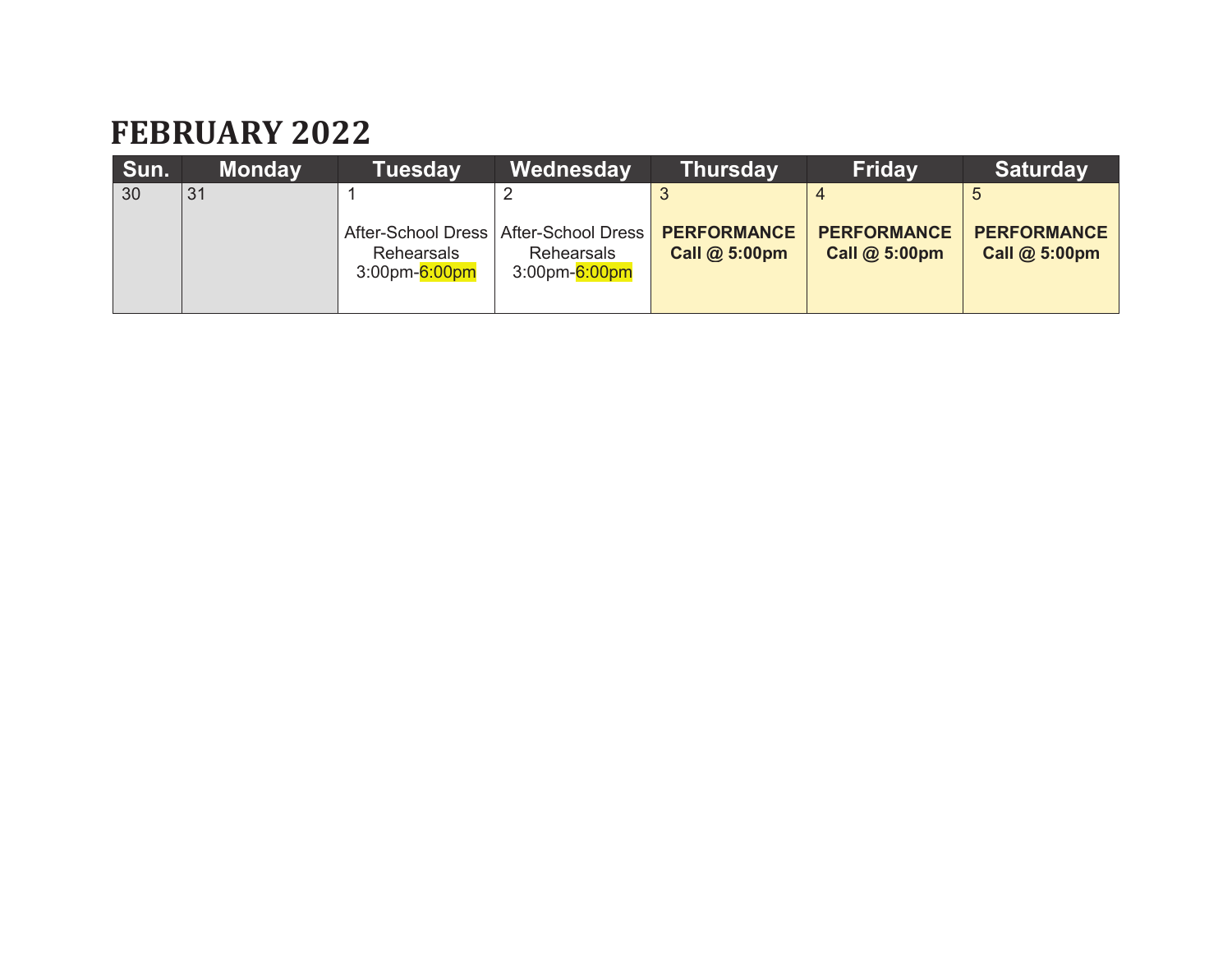# FEBRUARY 2022

| Sun. | Monday | Tuesday | Wednesday | Thursday | Friday | Saturday |
|---|---|---|---|---|---|---|
| 30 | 31 | 1<br><br>After-School Dress Rehearsals 3:00pm-6:00pm | 2<br><br>After-School Dress Rehearsals 3:00pm-6:00pm | 3<br><br>**PERFORMANCE Call @ 5:00pm** | 4<br><br>**PERFORMANCE Call @ 5:00pm** | 5<br><br>**PERFORMANCE Call @ 5:00pm** |